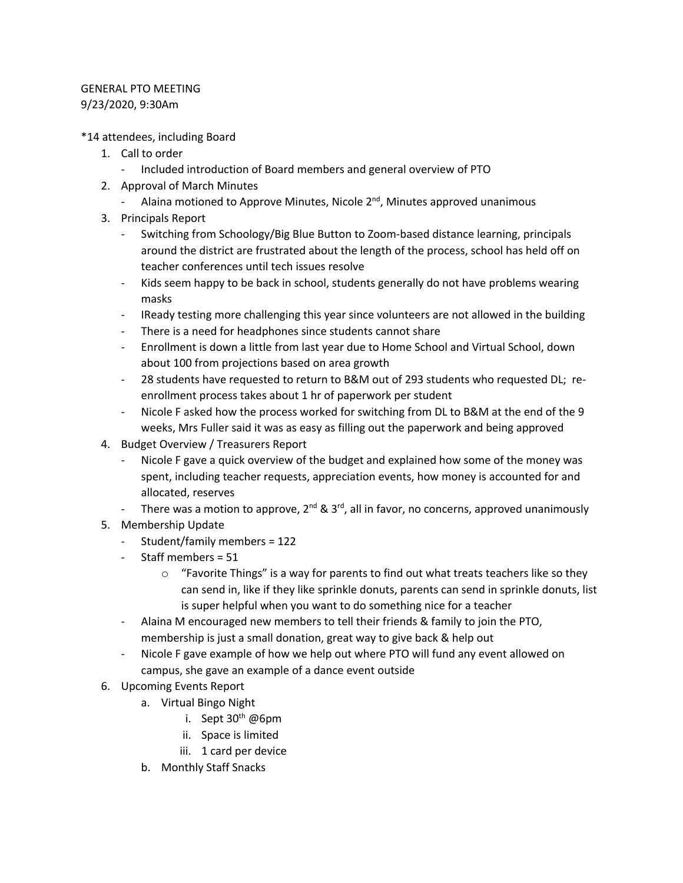GENERAL PTO MEETING
9/23/2020, 9:30Am

*14 attendees, including Board

1. Call to order
   - Included introduction of Board members and general overview of PTO
2. Approval of March Minutes
   - Alaina motioned to Approve Minutes, Nicole 2nd, Minutes approved unanimous
3. Principals Report
   - Switching from Schoology/Big Blue Button to Zoom-based distance learning, principals around the district are frustrated about the length of the process, school has held off on teacher conferences until tech issues resolve
   - Kids seem happy to be back in school, students generally do not have problems wearing masks
   - IReady testing more challenging this year since volunteers are not allowed in the building
   - There is a need for headphones since students cannot share
   - Enrollment is down a little from last year due to Home School and Virtual School, down about 100 from projections based on area growth
   - 28 students have requested to return to B&M out of 293 students who requested DL; re-enrollment process takes about 1 hr of paperwork per student
   - Nicole F asked how the process worked for switching from DL to B&M at the end of the 9 weeks, Mrs Fuller said it was as easy as filling out the paperwork and being approved
4. Budget Overview / Treasurers Report
   - Nicole F gave a quick overview of the budget and explained how some of the money was spent, including teacher requests, appreciation events, how money is accounted for and allocated, reserves
   - There was a motion to approve, 2nd & 3rd, all in favor, no concerns, approved unanimously
5. Membership Update
   - Student/family members = 122
   - Staff members = 51
     - "Favorite Things" is a way for parents to find out what treats teachers like so they can send in, like if they like sprinkle donuts, parents can send in sprinkle donuts, list is super helpful when you want to do something nice for a teacher
   - Alaina M encouraged new members to tell their friends & family to join the PTO, membership is just a small donation, great way to give back & help out
   - Nicole F gave example of how we help out where PTO will fund any event allowed on campus, she gave an example of a dance event outside
6. Upcoming Events Report
   a. Virtual Bingo Night
      i. Sept 30th @6pm
      ii. Space is limited
      iii. 1 card per device
   b. Monthly Staff Snacks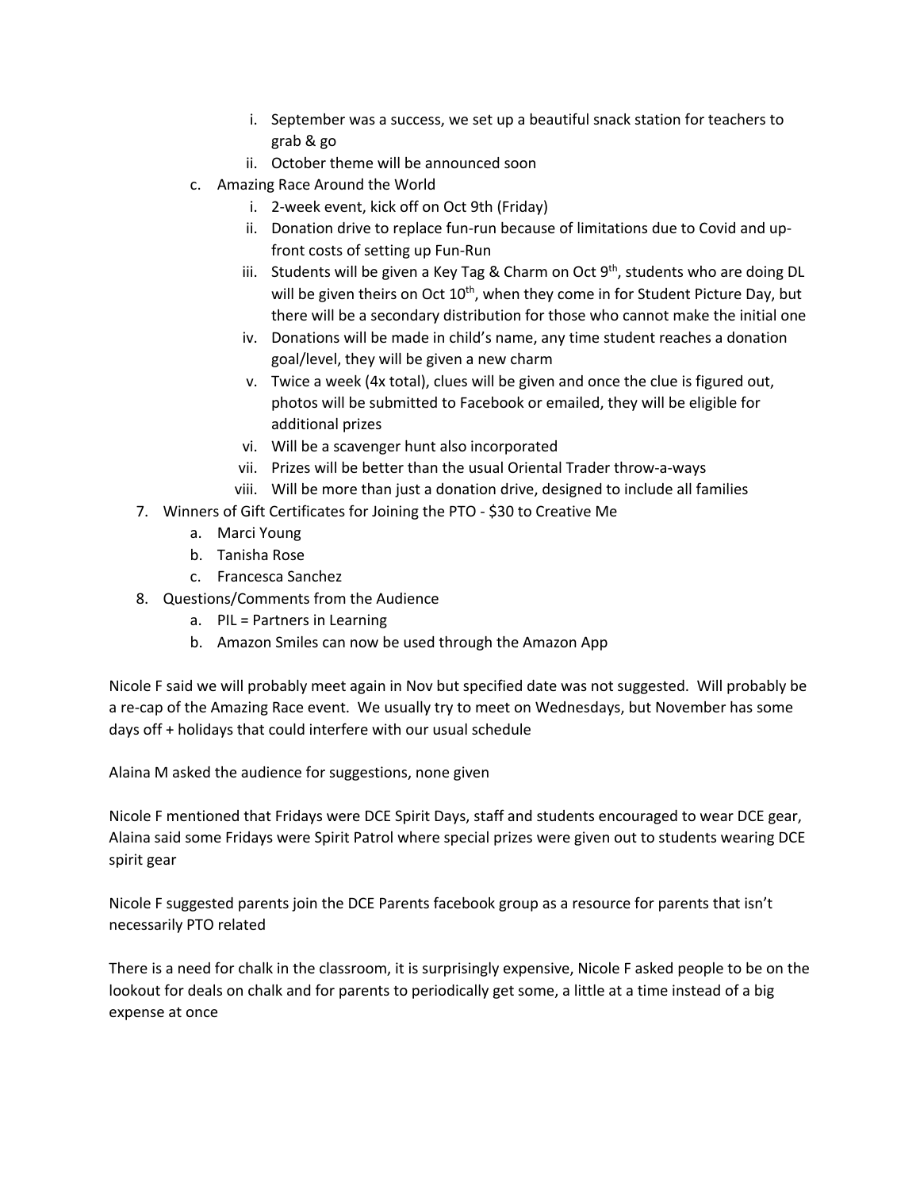i. September was a success, we set up a beautiful snack station for teachers to grab & go
   ii. October theme will be announced soon

   c. Amazing Race Around the World
      i. 2-week event, kick off on Oct 9th (Friday)
      ii. Donation drive to replace fun-run because of limitations due to Covid and up-front costs of setting up Fun-Run
      iii. Students will be given a Key Tag & Charm on Oct 9th, students who are doing DL will be given theirs on Oct 10th, when they come in for Student Picture Day, but there will be a secondary distribution for those who cannot make the initial one
      iv. Donations will be made in child's name, any time student reaches a donation goal/level, they will be given a new charm
      v. Twice a week (4x total), clues will be given and once the clue is figured out, photos will be submitted to Facebook or emailed, they will be eligible for additional prizes
      vi. Will be a scavenger hunt also incorporated
      vii. Prizes will be better than the usual Oriental Trader throw-a-ways
      viii. Will be more than just a donation drive, designed to include all families

7. Winners of Gift Certificates for Joining the PTO - $30 to Creative Me
   a. Marci Young
   b. Tanisha Rose
   c. Francesca Sanchez
8. Questions/Comments from the Audience
   a. PIL = Partners in Learning
   b. Amazon Smiles can now be used through the Amazon App

Nicole F said we will probably meet again in Nov but specified date was not suggested. Will probably be a re-cap of the Amazing Race event. We usually try to meet on Wednesdays, but November has some days off + holidays that could interfere with our usual schedule

Alaina M asked the audience for suggestions, none given

Nicole F mentioned that Fridays were DCE Spirit Days, staff and students encouraged to wear DCE gear, Alaina said some Fridays were Spirit Patrol where special prizes were given out to students wearing DCE spirit gear

Nicole F suggested parents join the DCE Parents facebook group as a resource for parents that isn't necessarily PTO related

There is a need for chalk in the classroom, it is surprisingly expensive, Nicole F asked people to be on the lookout for deals on chalk and for parents to periodically get some, a little at a time instead of a big expense at once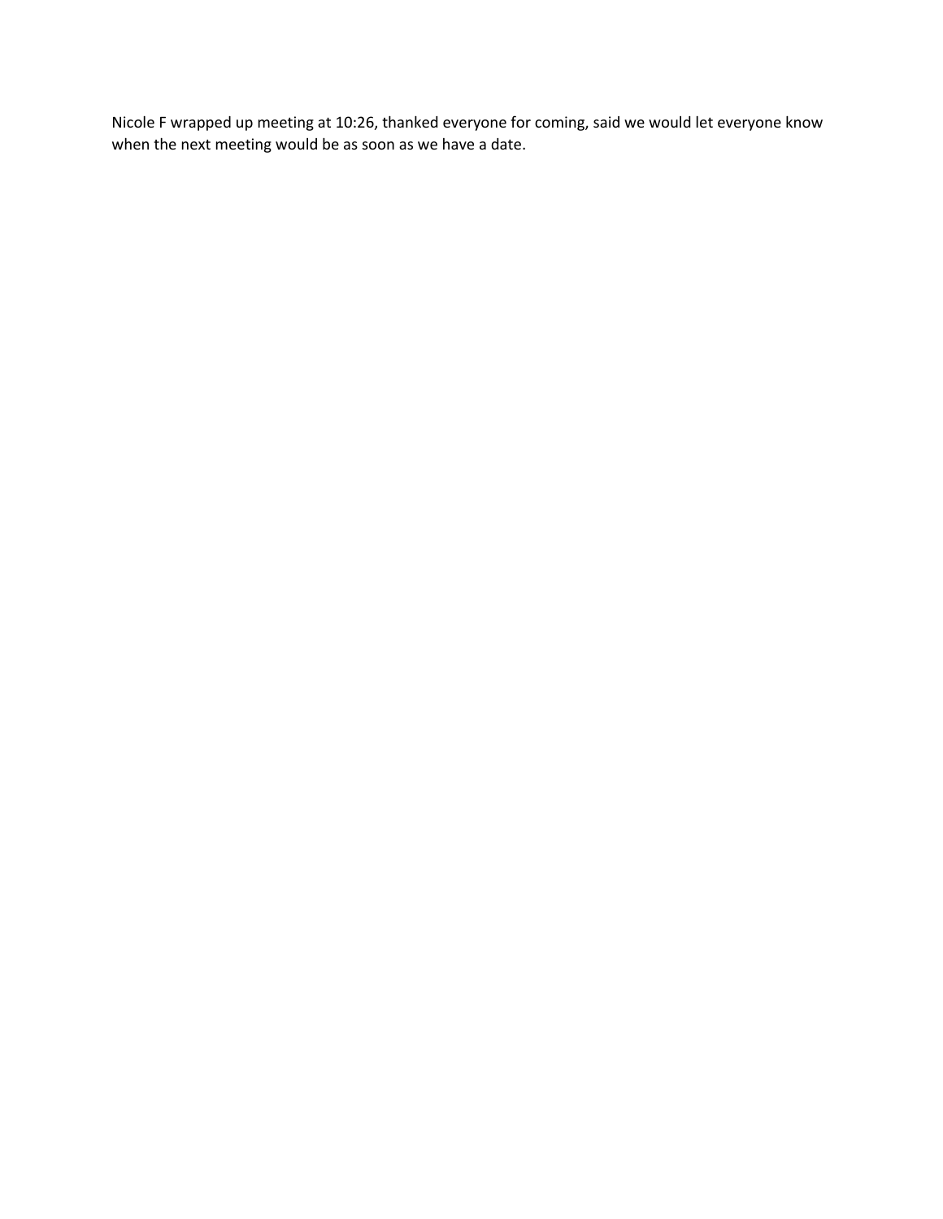Nicole F wrapped up meeting at 10:26, thanked everyone for coming, said we would let everyone know when the next meeting would be as soon as we have a date.